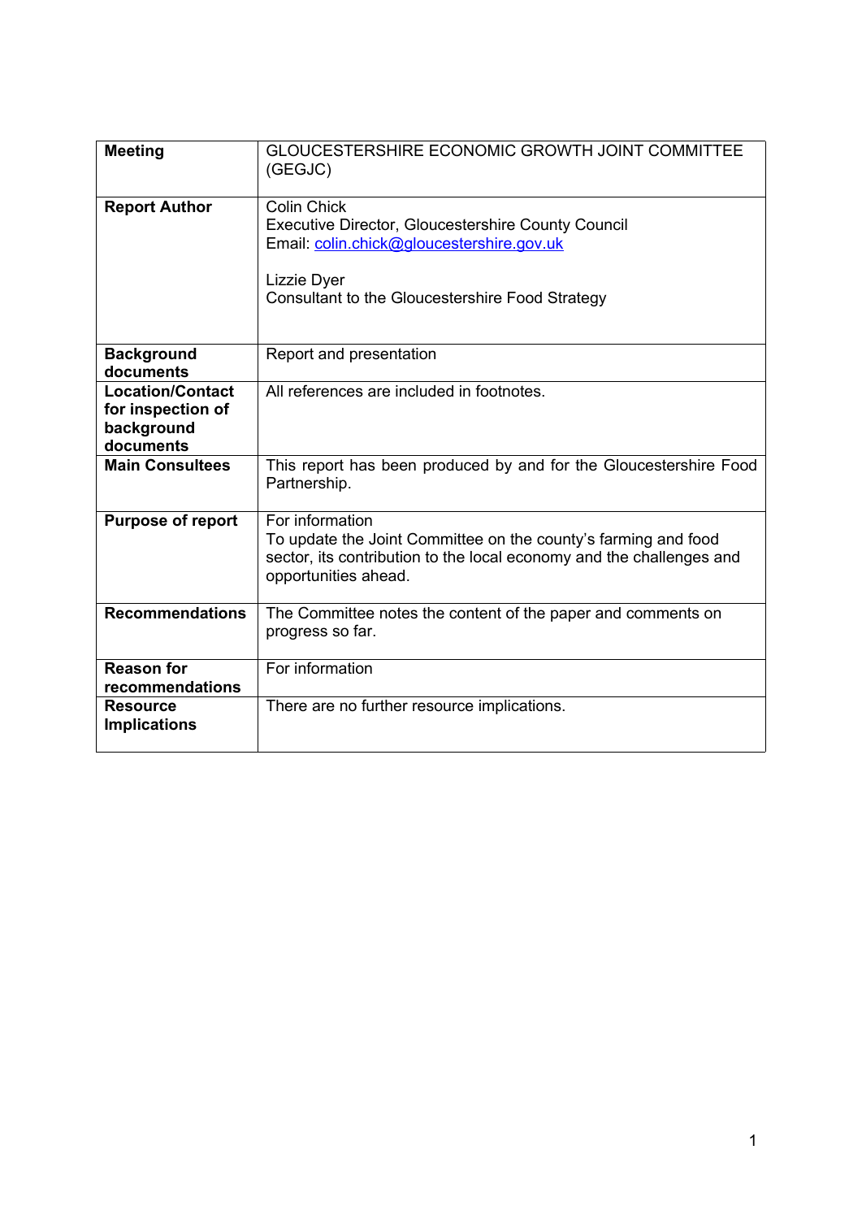| **Meeting** | GLOUCESTERSHIRE ECONOMIC GROWTH JOINT COMMITTEE (GEGJC) |
|---|---|
| **Report Author** | Colin Chick<br>Executive Director, Gloucestershire County Council<br>Email: colin.chick@gloucestershire.gov.uk<br><br>Lizzie Dyer<br>Consultant to the Gloucestershire Food Strategy |
| **Background documents** | Report and presentation |
| **Location/Contact for inspection of background documents** | All references are included in footnotes. |
| **Main Consultees** | This report has been produced by and for the Gloucestershire Food Partnership. |
| **Purpose of report** | For information<br>To update the Joint Committee on the county's farming and food sector, its contribution to the local economy and the challenges and opportunities ahead. |
| **Recommendations** | The Committee notes the content of the paper and comments on progress so far. |
| **Reason for recommendations** | For information |
| **Resource Implications** | There are no further resource implications. |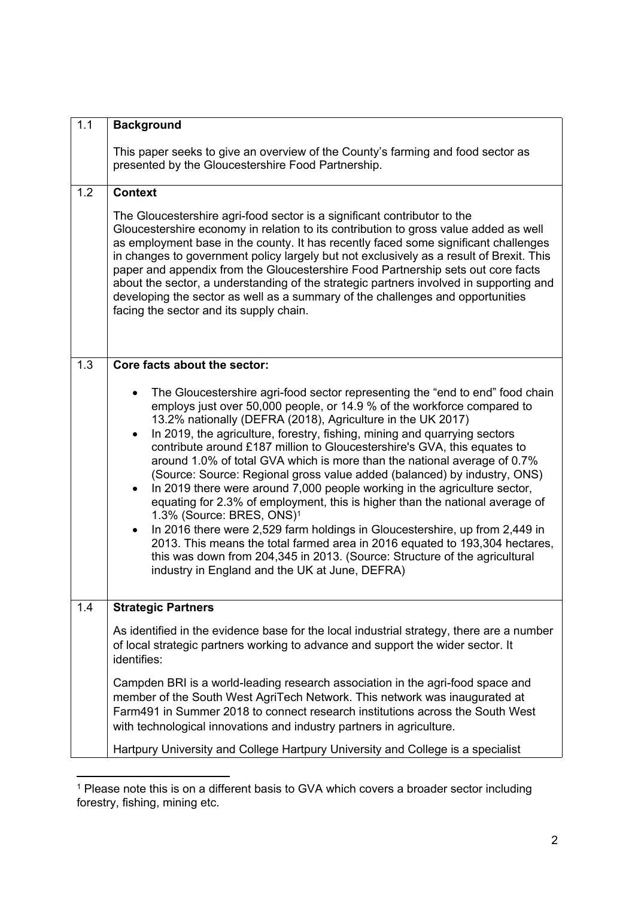| | |
|---|---|
| 1.1 | **Background**<br><br>This paper seeks to give an overview of the County's farming and food sector as presented by the Gloucestershire Food Partnership. |
| 1.2 | **Context**<br><br>The Gloucestershire agri-food sector is a significant contributor to the Gloucestershire economy in relation to its contribution to gross value added as well as employment base in the county. It has recently faced some significant challenges in changes to government policy largely but not exclusively as a result of Brexit. This paper and appendix from the Gloucestershire Food Partnership sets out core facts about the sector, a understanding of the strategic partners involved in supporting and developing the sector as well as a summary of the challenges and opportunities facing the sector and its supply chain. |
| 1.3 | **Core facts about the sector:**<br><br>• The Gloucestershire agri-food sector representing the "end to end" food chain employs just over 50,000 people, or 14.9 % of the workforce compared to 13.2% nationally (DEFRA (2018), Agriculture in the UK 2017)<br>• In 2019, the agriculture, forestry, fishing, mining and quarrying sectors contribute around £187 million to Gloucestershire's GVA, this equates to around 1.0% of total GVA which is more than the national average of 0.7% (Source: Source: Regional gross value added (balanced) by industry, ONS)<br>• In 2019 there were around 7,000 people working in the agriculture sector, equating for 2.3% of employment, this is higher than the national average of 1.3% (Source: BRES, ONS)[1]<br>• In 2016 there were 2,529 farm holdings in Gloucestershire, up from 2,449 in 2013. This means the total farmed area in 2016 equated to 193,304 hectares, this was down from 204,345 in 2013. (Source: Structure of the agricultural industry in England and the UK at June, DEFRA) |
| 1.4 | **Strategic Partners**<br><br>As identified in the evidence base for the local industrial strategy, there are a number of local strategic partners working to advance and support the wider sector. It identifies:<br><br>Campden BRI is a world-leading research association in the agri-food space and member of the South West AgriTech Network. This network was inaugurated at Farm491 in Summer 2018 to connect research institutions across the South West with technological innovations and industry partners in agriculture.<br><br>Hartpury University and College Hartpury University and College is a specialist |

[1] Please note this is on a different basis to GVA which covers a broader sector including forestry, fishing, mining etc.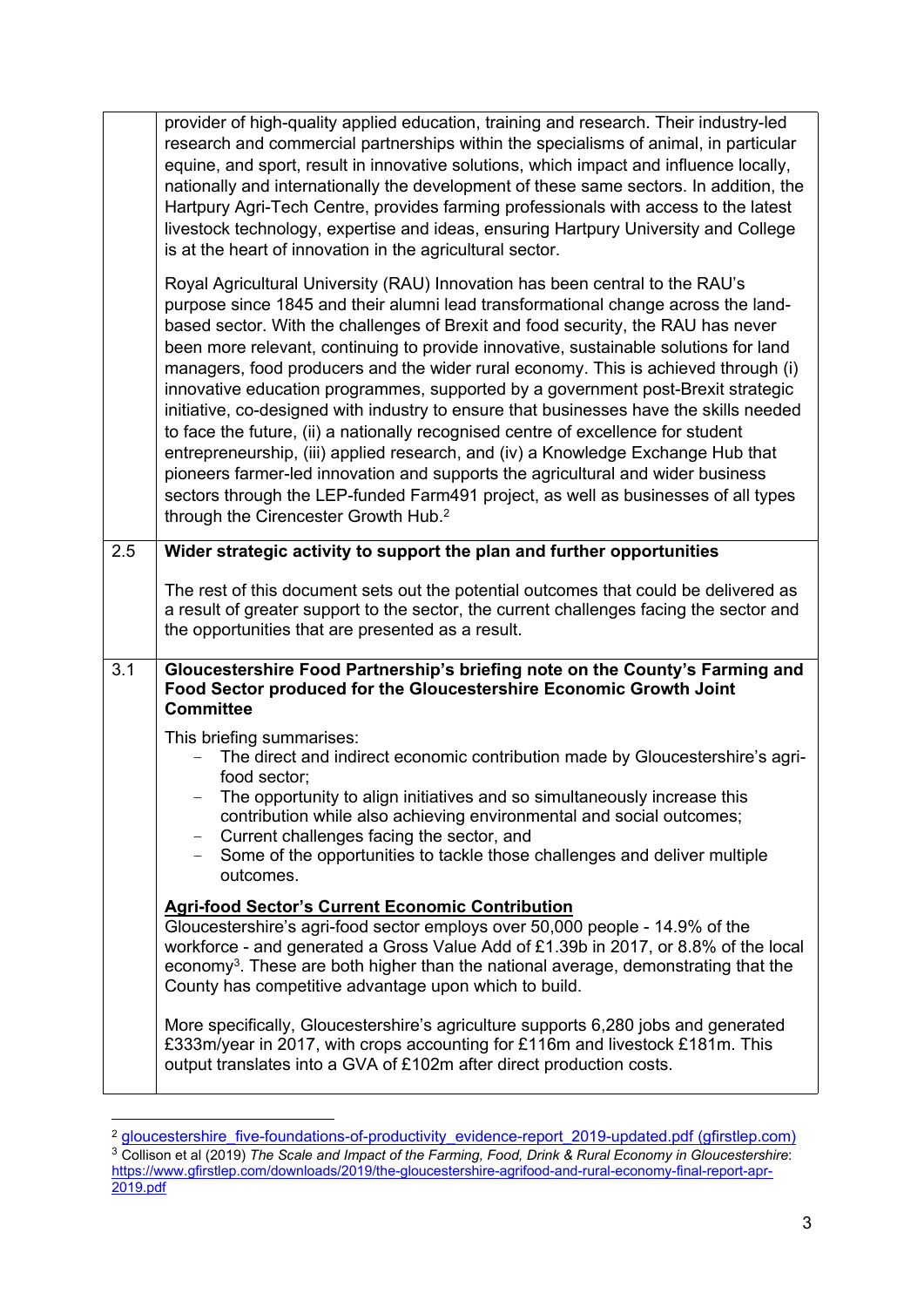| | |
|---|---|
| | provider of high-quality applied education, training and research. Their industry-led research and commercial partnerships within the specialisms of animal, in particular equine, and sport, result in innovative solutions, which impact and influence locally, nationally and internationally the development of these same sectors. In addition, the Hartpury Agri-Tech Centre, provides farming professionals with access to the latest livestock technology, expertise and ideas, ensuring Hartpury University and College is at the heart of innovation in the agricultural sector.<br><br>Royal Agricultural University (RAU) Innovation has been central to the RAU's purpose since 1845 and their alumni lead transformational change across the land-based sector. With the challenges of Brexit and food security, the RAU has never been more relevant, continuing to provide innovative, sustainable solutions for land managers, food producers and the wider rural economy. This is achieved through (i) innovative education programmes, supported by a government post-Brexit strategic initiative, co-designed with industry to ensure that businesses have the skills needed to face the future, (ii) a nationally recognised centre of excellence for student entrepreneurship, (iii) applied research, and (iv) a Knowledge Exchange Hub that pioneers farmer-led innovation and supports the agricultural and wider business sectors through the LEP-funded Farm491 project, as well as businesses of all types through the Cirencester Growth Hub.[2] |
| 2.5 | **Wider strategic activity to support the plan and further opportunities**<br><br>The rest of this document sets out the potential outcomes that could be delivered as a result of greater support to the sector, the current challenges facing the sector and the opportunities that are presented as a result. |
| 3.1 | **Gloucestershire Food Partnership's briefing note on the County's Farming and Food Sector produced for the Gloucestershire Economic Growth Joint Committee**<br><br>This briefing summarises:<br>- The direct and indirect economic contribution made by Gloucestershire's agri-food sector;<br>- The opportunity to align initiatives and so simultaneously increase this contribution while also achieving environmental and social outcomes;<br>- Current challenges facing the sector, and<br>- Some of the opportunities to tackle those challenges and deliver multiple outcomes.<br><br>**<u>Agri-food Sector's Current Economic Contribution</u>**<br>Gloucestershire's agri-food sector employs over 50,000 people - 14.9% of the workforce - and generated a Gross Value Add of £1.39b in 2017, or 8.8% of the local economy[3]. These are both higher than the national average, demonstrating that the County has competitive advantage upon which to build.<br><br>More specifically, Gloucestershire's agriculture supports 6,280 jobs and generated £333m/year in 2017, with crops accounting for £116m and livestock £181m. This output translates into a GVA of £102m after direct production costs. |

[2] gloucestershire_five-foundations-of-productivity_evidence-report_2019-updated.pdf (gfirstlep.com)

[3] Collison et al (2019) *The Scale and Impact of the Farming, Food, Drink & Rural Economy in Gloucestershire*: https://www.gfirstlep.com/downloads/2019/the-gloucestershire-agrifood-and-rural-economy-final-report-apr-2019.pdf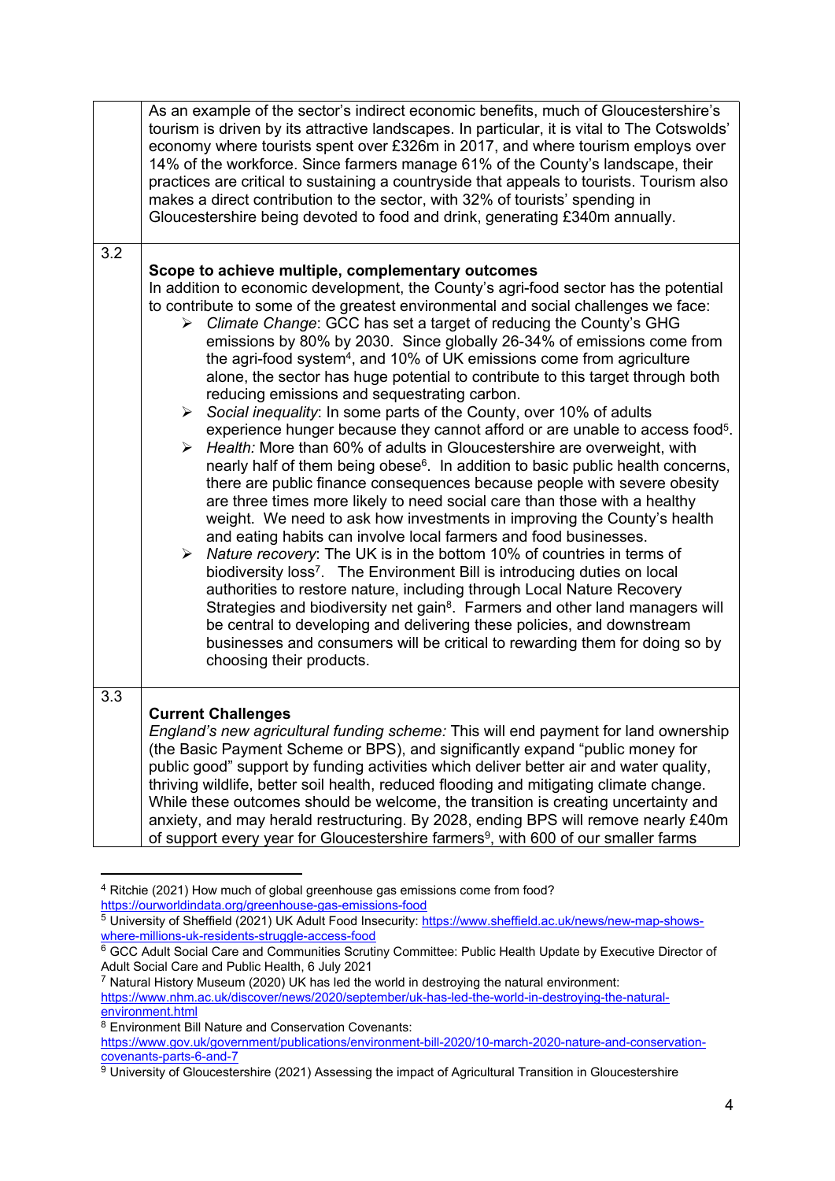| | |
|---|---|
| | As an example of the sector's indirect economic benefits, much of Gloucestershire's tourism is driven by its attractive landscapes. In particular, it is vital to The Cotswolds' economy where tourists spent over £326m in 2017, and where tourism employs over 14% of the workforce. Since farmers manage 61% of the County's landscape, their practices are critical to sustaining a countryside that appeals to tourists. Tourism also makes a direct contribution to the sector, with 32% of tourists' spending in Gloucestershire being devoted to food and drink, generating £340m annually. |
| 3.2 | **Scope to achieve multiple, complementary outcomes**<br>In addition to economic development, the County's agri-food sector has the potential to contribute to some of the greatest environmental and social challenges we face:<br>➢ *Climate Change*: GCC has set a target of reducing the County's GHG emissions by 80% by 2030. Since globally 26-34% of emissions come from the agri-food system[4], and 10% of UK emissions come from agriculture alone, the sector has huge potential to contribute to this target through both reducing emissions and sequestrating carbon.<br>➢ *Social inequality*: In some parts of the County, over 10% of adults experience hunger because they cannot afford or are unable to access food[5].<br>➢ *Health:* More than 60% of adults in Gloucestershire are overweight, with nearly half of them being obese[6]. In addition to basic public health concerns, there are public finance consequences because people with severe obesity are three times more likely to need social care than those with a healthy weight. We need to ask how investments in improving the County's health and eating habits can involve local farmers and food businesses.<br>➢ *Nature recovery*: The UK is in the bottom 10% of countries in terms of biodiversity loss[7]. The Environment Bill is introducing duties on local authorities to restore nature, including through Local Nature Recovery Strategies and biodiversity net gain[8]. Farmers and other land managers will be central to developing and delivering these policies, and downstream businesses and consumers will be critical to rewarding them for doing so by choosing their products. |
| 3.3 | **Current Challenges**<br>*England's new agricultural funding scheme:* This will end payment for land ownership (the Basic Payment Scheme or BPS), and significantly expand "public money for public good" support by funding activities which deliver better air and water quality, thriving wildlife, better soil health, reduced flooding and mitigating climate change. While these outcomes should be welcome, the transition is creating uncertainty and anxiety, and may herald restructuring. By 2028, ending BPS will remove nearly £40m of support every year for Gloucestershire farmers[9], with 600 of our smaller farms |

[4] Ritchie (2021) How much of global greenhouse gas emissions come from food? https://ourworldindata.org/greenhouse-gas-emissions-food

[5] University of Sheffield (2021) UK Adult Food Insecurity: https://www.sheffield.ac.uk/news/new-map-shows-where-millions-uk-residents-struggle-access-food

[6] GCC Adult Social Care and Communities Scrutiny Committee: Public Health Update by Executive Director of Adult Social Care and Public Health, 6 July 2021

[7] Natural History Museum (2020) UK has led the world in destroying the natural environment: https://www.nhm.ac.uk/discover/news/2020/september/uk-has-led-the-world-in-destroying-the-natural-environment.html

[8] Environment Bill Nature and Conservation Covenants: https://www.gov.uk/government/publications/environment-bill-2020/10-march-2020-nature-and-conservation-covenants-parts-6-and-7

[9] University of Gloucestershire (2021) Assessing the impact of Agricultural Transition in Gloucestershire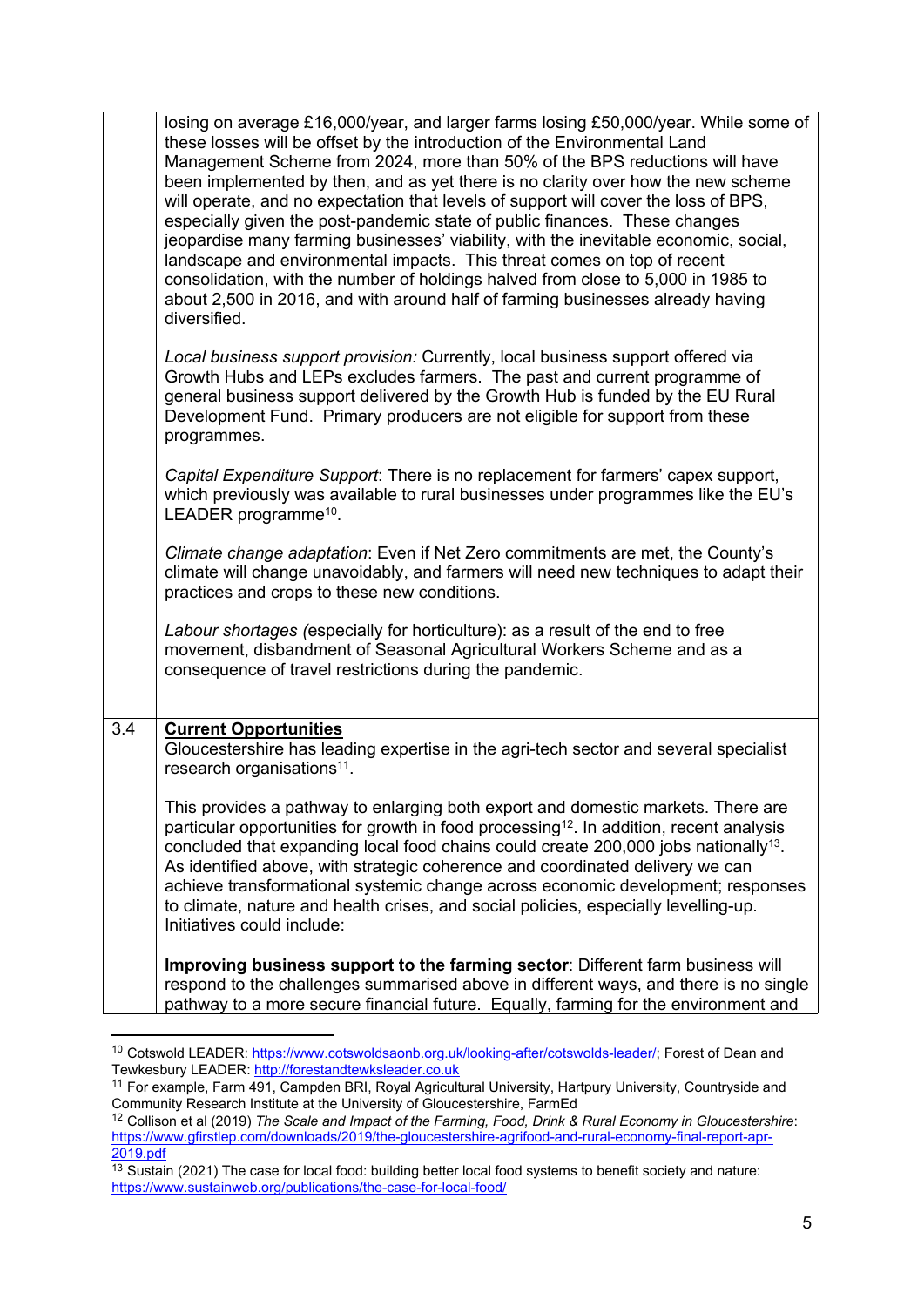|  |  |
|---|---|
|  | losing on average £16,000/year, and larger farms losing £50,000/year. While some of these losses will be offset by the introduction of the Environmental Land Management Scheme from 2024, more than 50% of the BPS reductions will have been implemented by then, and as yet there is no clarity over how the new scheme will operate, and no expectation that levels of support will cover the loss of BPS, especially given the post-pandemic state of public finances. These changes jeopardise many farming businesses' viability, with the inevitable economic, social, landscape and environmental impacts. This threat comes on top of recent consolidation, with the number of holdings halved from close to 5,000 in 1985 to about 2,500 in 2016, and with around half of farming businesses already having diversified.<br><br>*Local business support provision:* Currently, local business support offered via Growth Hubs and LEPs excludes farmers. The past and current programme of general business support delivered by the Growth Hub is funded by the EU Rural Development Fund. Primary producers are not eligible for support from these programmes.<br><br>*Capital Expenditure Support*: There is no replacement for farmers' capex support, which previously was available to rural businesses under programmes like the EU's LEADER programme[10].<br><br>*Climate change adaptation*: Even if Net Zero commitments are met, the County's climate will change unavoidably, and farmers will need new techniques to adapt their practices and crops to these new conditions.<br><br>*Labour shortages (*especially for horticulture): as a result of the end to free movement, disbandment of Seasonal Agricultural Workers Scheme and as a consequence of travel restrictions during the pandemic. |
| 3.4 | **Current Opportunities**<br>Gloucestershire has leading expertise in the agri-tech sector and several specialist research organisations[11].<br><br>This provides a pathway to enlarging both export and domestic markets. There are particular opportunities for growth in food processing[12]. In addition, recent analysis concluded that expanding local food chains could create 200,000 jobs nationally[13]. As identified above, with strategic coherence and coordinated delivery we can achieve transformational systemic change across economic development; responses to climate, nature and health crises, and social policies, especially levelling-up. Initiatives could include:<br><br>**Improving business support to the farming sector**: Different farm business will respond to the challenges summarised above in different ways, and there is no single pathway to a more secure financial future. Equally, farming for the environment and |

[10] Cotswold LEADER: https://www.cotswoldsaonb.org.uk/looking-after/cotswolds-leader/; Forest of Dean and Tewkesbury LEADER: http://forestandtewksleader.co.uk

[11] For example, Farm 491, Campden BRI, Royal Agricultural University, Hartpury University, Countryside and Community Research Institute at the University of Gloucestershire, FarmEd

[12] Collison et al (2019) *The Scale and Impact of the Farming, Food, Drink & Rural Economy in Gloucestershire*: https://www.gfirstlep.com/downloads/2019/the-gloucestershire-agrifood-and-rural-economy-final-report-apr-2019.pdf

[13] Sustain (2021) The case for local food: building better local food systems to benefit society and nature: https://www.sustainweb.org/publications/the-case-for-local-food/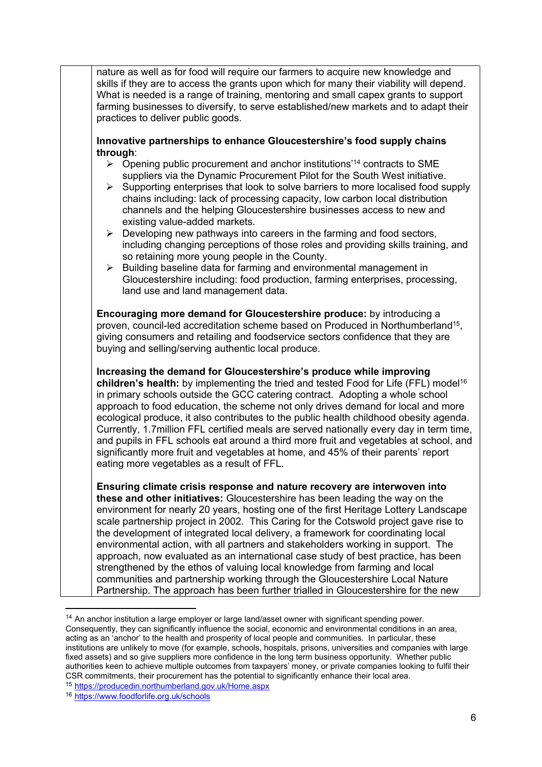nature as well as for food will require our farmers to acquire new knowledge and skills if they are to access the grants upon which for many their viability will depend. What is needed is a range of training, mentoring and small capex grants to support farming businesses to diversify, to serve established/new markets and to adapt their practices to deliver public goods.

**Innovative partnerships to enhance Gloucestershire's food supply chains through**:

- Opening public procurement and anchor institutions'[14] contracts to SME suppliers via the Dynamic Procurement Pilot for the South West initiative.
- Supporting enterprises that look to solve barriers to more localised food supply chains including: lack of processing capacity, low carbon local distribution channels and the helping Gloucestershire businesses access to new and existing value-added markets.
- Developing new pathways into careers in the farming and food sectors, including changing perceptions of those roles and providing skills training, and so retaining more young people in the County.
- Building baseline data for farming and environmental management in Gloucestershire including: food production, farming enterprises, processing, land use and land management data.

**Encouraging more demand for Gloucestershire produce:** by introducing a proven, council-led accreditation scheme based on Produced in Northumberland[15], giving consumers and retailing and foodservice sectors confidence that they are buying and selling/serving authentic local produce.

**Increasing the demand for Gloucestershire's produce while improving children's health:** by implementing the tried and tested Food for Life (FFL) model[16] in primary schools outside the GCC catering contract. Adopting a whole school approach to food education, the scheme not only drives demand for local and more ecological produce, it also contributes to the public health childhood obesity agenda. Currently, 1.7million FFL certified meals are served nationally every day in term time, and pupils in FFL schools eat around a third more fruit and vegetables at school, and significantly more fruit and vegetables at home, and 45% of their parents' report eating more vegetables as a result of FFL.

**Ensuring climate crisis response and nature recovery are interwoven into these and other initiatives:** Gloucestershire has been leading the way on the environment for nearly 20 years, hosting one of the first Heritage Lottery Landscape scale partnership project in 2002. This Caring for the Cotswold project gave rise to the development of integrated local delivery, a framework for coordinating local environmental action, with all partners and stakeholders working in support. The approach, now evaluated as an international case study of best practice, has been strengthened by the ethos of valuing local knowledge from farming and local communities and partnership working through the Gloucestershire Local Nature Partnership. The approach has been further trialled in Gloucestershire for the new

---

[14] An anchor institution a large employer or large land/asset owner with significant spending power. Consequently, they can significantly influence the social, economic and environmental conditions in an area, acting as an 'anchor' to the health and prosperity of local people and communities. In particular, these institutions are unlikely to move (for example, schools, hospitals, prisons, universities and companies with large fixed assets) and so give suppliers more confidence in the long term business opportunity. Whether public authorities keen to achieve multiple outcomes from taxpayers' money, or private companies looking to fulfil their CSR commitments, their procurement has the potential to significantly enhance their local area.

[15] https://producedin.northumberland.gov.uk/Home.aspx

[16] https://www.foodforlife.org.uk/schools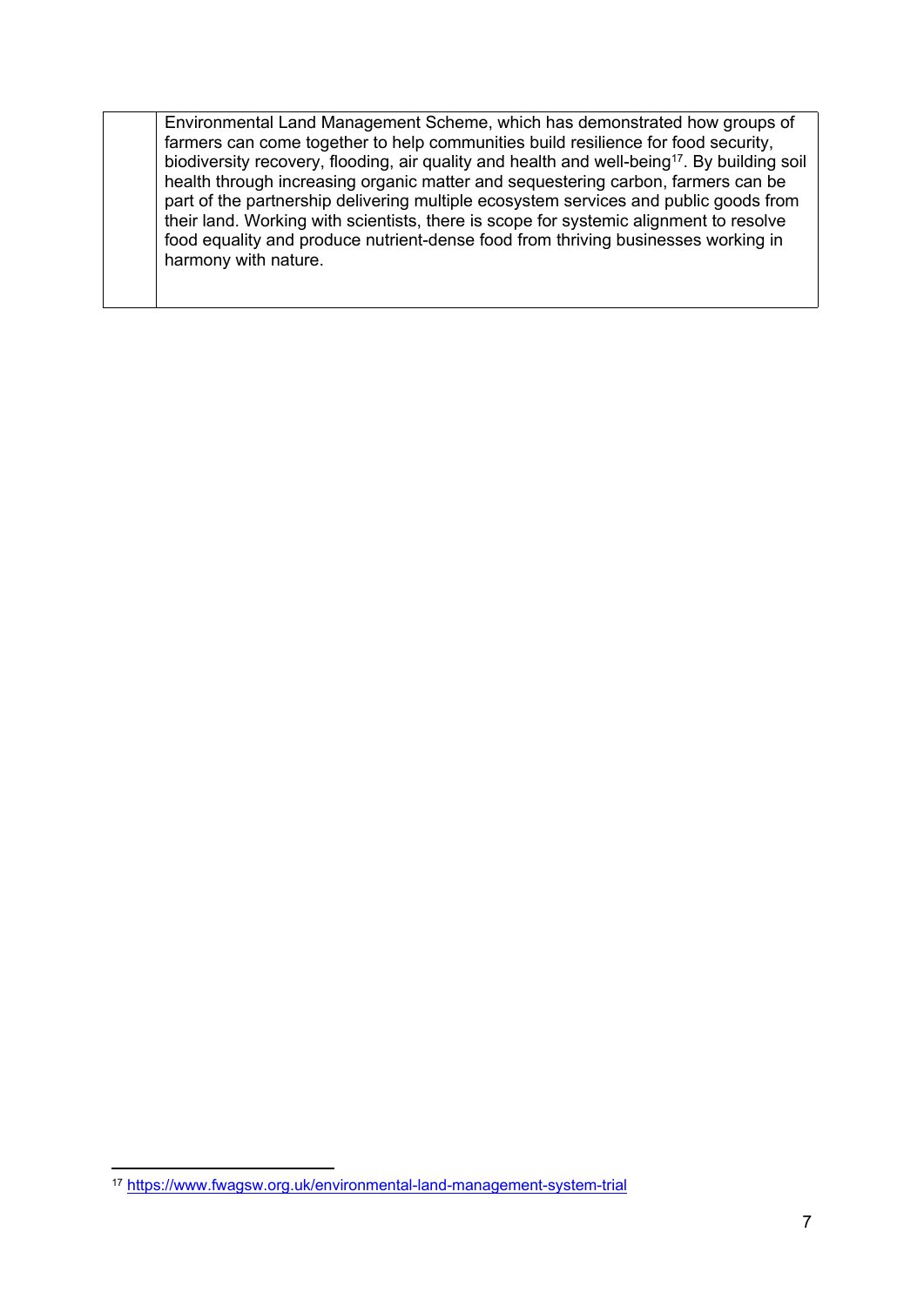| | |
|---|---|
| | Environmental Land Management Scheme, which has demonstrated how groups of farmers can come together to help communities build resilience for food security, biodiversity recovery, flooding, air quality and health and well-being[17]. By building soil health through increasing organic matter and sequestering carbon, farmers can be part of the partnership delivering multiple ecosystem services and public goods from their land. Working with scientists, there is scope for systemic alignment to resolve food equality and produce nutrient-dense food from thriving businesses working in harmony with nature. |

[17] https://www.fwagsw.org.uk/environmental-land-management-system-trial